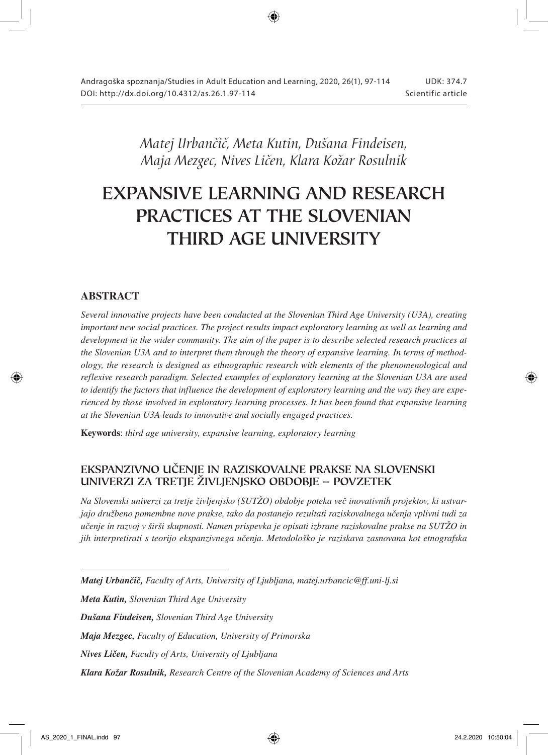Matej Urbančič, Meta Kutin, Dušana Findeisen, Maja Mezgec, Nives Ličen, Klara Kožar Rosulnik

# EXPANSIVE LEARNING AND RESEARCH PRACTICES AT THE SLOVENIAN THIRD AGE UNIVERSITY

## ABSTRACT

*Several innovative projects have been conducted at the Slovenian Third Age University (U3A), creating important new social practices. The project results impact exploratory learning as well as learning and development in the wider community. The aim of the paper is to describe selected research practices at the Slovenian U3A and to interpret them through the theory of expansive learning. In terms of methodology, the research is designed as ethnographic research with elements of the phenomenological and reflexive research paradigm. Selected examples of exploratory learning at the Slovenian U3A are used to identify the factors that influence the development of exploratory learning and the way they are experienced by those involved in exploratory learning processes. It has been found that expansive learning at the Slovenian U3A leads to innovative and socially engaged practices.*

**Keywords**: *third age university, expansive learning, exploratory learning*

## EKSPANZIVNO UČENJE IN RAZISKOVALNE PRAKSE NA SLOVENSKI UNIVERZI ZA TRETJE ŽIVLJENJSKO OBDOBJE – POVZETEK

*Na Slovenski univerzi za tretje življenjsko (SUTŽO) obdobje poteka več inovativnih projektov, ki ustvarjajo družbeno pomembne nove prakse, tako da postanejo rezultati raziskovalnega učenja vplivni tudi za učenje in razvoj v širši skupnosti. Namen prispevka je opisati izbrane raziskovalne prakse na SUTŽO in jih interpretirati s teorijo ekspanzivnega učenja. Metodološko je raziskava zasnovana kot etnografska*

---

***Matej Urbančič,*** *Faculty of Arts, University of Ljubljana, matej.urbancic@ff.uni-lj.si*

***Meta Kutin,*** *Slovenian Third Age University*

***Dušana Findeisen,*** *Slovenian Third Age University*

***Maja Mezgec,*** *Faculty of Education, University of Primorska*

***Nives Ličen,*** *Faculty of Arts, University of Ljubljana*

***Klara Kožar Rosulnik,*** *Research Centre of the Slovenian Academy of Sciences and Arts*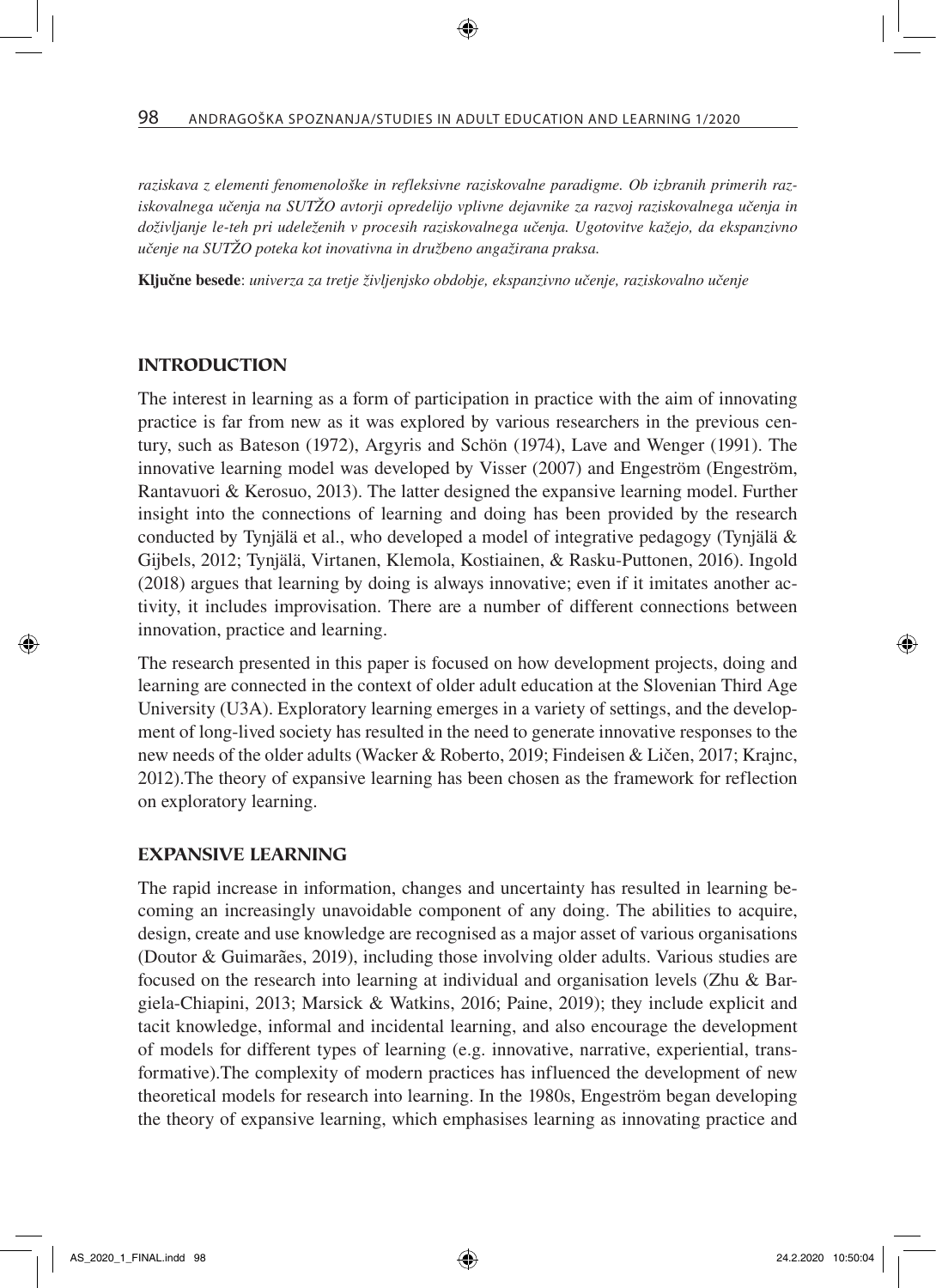*raziskava z elementi fenomenološke in refleksivne raziskovalne paradigme. Ob izbranih primerih raziskovalnega učenja na SUTŽO avtorji opredelijo vplivne dejavnike za razvoj raziskovalnega učenja in doživljanje le-teh pri udeleženih v procesih raziskovalnega učenja. Ugotovitve kažejo, da ekspanzivno učenje na SUTŽO poteka kot inovativna in družbeno angažirana praksa.*

**Ključne besede**: *univerza za tretje življenjsko obdobje, ekspanzivno učenje, raziskovalno učenje*

## INTRODUCTION

The interest in learning as a form of participation in practice with the aim of innovating practice is far from new as it was explored by various researchers in the previous century, such as Bateson (1972), Argyris and Schön (1974), Lave and Wenger (1991). The innovative learning model was developed by Visser (2007) and Engeström (Engeström, Rantavuori & Kerosuo, 2013). The latter designed the expansive learning model. Further insight into the connections of learning and doing has been provided by the research conducted by Tynjälä et al., who developed a model of integrative pedagogy (Tynjälä & Gijbels, 2012; Tynjälä, Virtanen, Klemola, Kostiainen, & Rasku-Puttonen, 2016). Ingold (2018) argues that learning by doing is always innovative; even if it imitates another activity, it includes improvisation. There are a number of different connections between innovation, practice and learning.

The research presented in this paper is focused on how development projects, doing and learning are connected in the context of older adult education at the Slovenian Third Age University (U3A). Exploratory learning emerges in a variety of settings, and the development of long-lived society has resulted in the need to generate innovative responses to the new needs of the older adults (Wacker & Roberto, 2019; Findeisen & Ličen, 2017; Krajnc, 2012).The theory of expansive learning has been chosen as the framework for reflection on exploratory learning.

## EXPANSIVE LEARNING

The rapid increase in information, changes and uncertainty has resulted in learning becoming an increasingly unavoidable component of any doing. The abilities to acquire, design, create and use knowledge are recognised as a major asset of various organisations (Doutor & Guimarães, 2019), including those involving older adults. Various studies are focused on the research into learning at individual and organisation levels (Zhu & Bargiela-Chiapini, 2013; Marsick & Watkins, 2016; Paine, 2019); they include explicit and tacit knowledge, informal and incidental learning, and also encourage the development of models for different types of learning (e.g. innovative, narrative, experiential, transformative).The complexity of modern practices has influenced the development of new theoretical models for research into learning. In the 1980s, Engeström began developing the theory of expansive learning, which emphasises learning as innovating practice and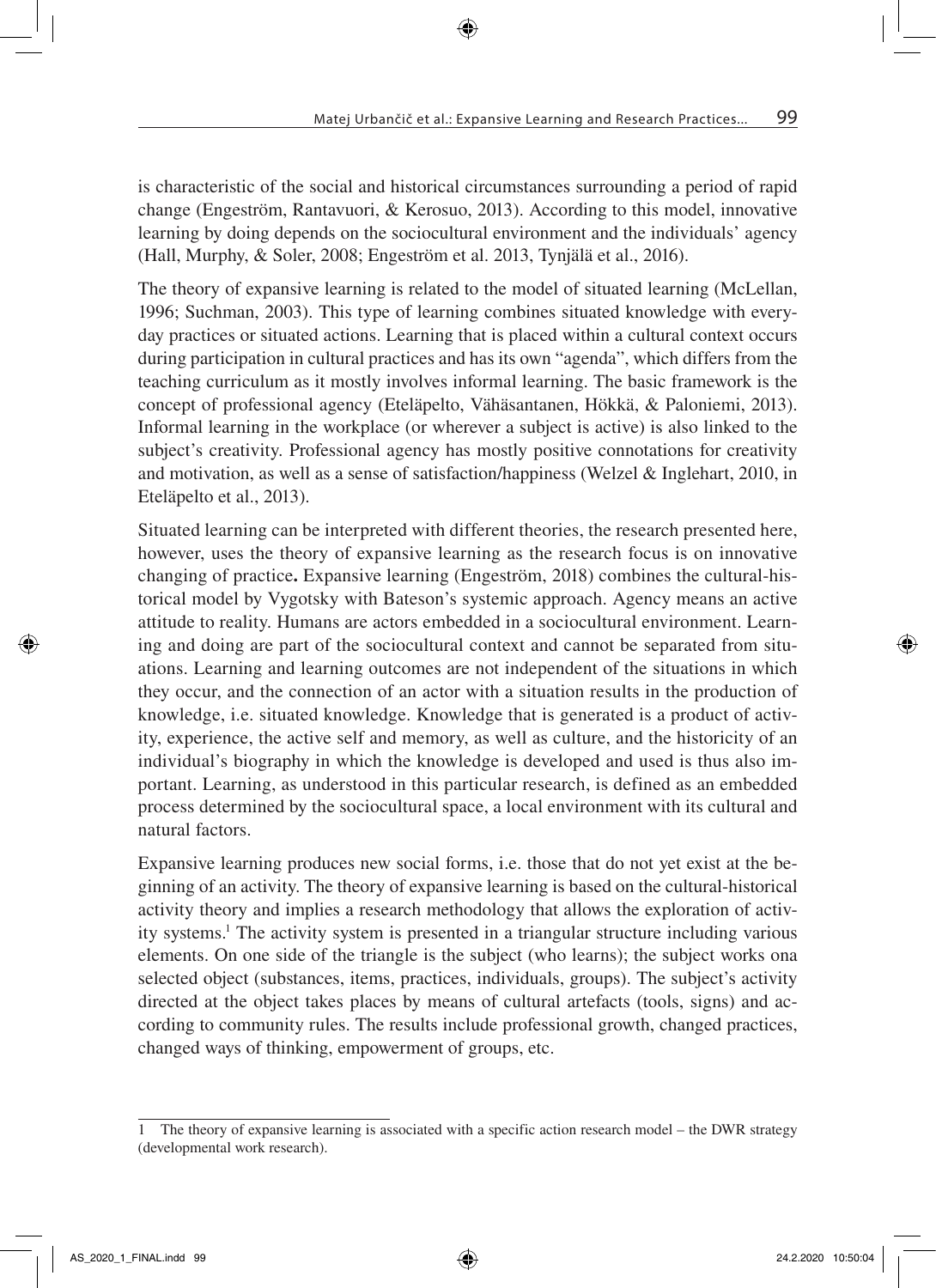is characteristic of the social and historical circumstances surrounding a period of rapid change (Engeström, Rantavuori, & Kerosuo, 2013). According to this model, innovative learning by doing depends on the sociocultural environment and the individuals' agency (Hall, Murphy, & Soler, 2008; Engeström et al. 2013, Tynjälä et al., 2016).

The theory of expansive learning is related to the model of situated learning (McLellan, 1996; Suchman, 2003). This type of learning combines situated knowledge with everyday practices or situated actions. Learning that is placed within a cultural context occurs during participation in cultural practices and has its own "agenda", which differs from the teaching curriculum as it mostly involves informal learning. The basic framework is the concept of professional agency (Eteläpelto, Vähäsantanen, Hökkä, & Paloniemi, 2013). Informal learning in the workplace (or wherever a subject is active) is also linked to the subject's creativity. Professional agency has mostly positive connotations for creativity and motivation, as well as a sense of satisfaction/happiness (Welzel & Inglehart, 2010, in Eteläpelto et al., 2013).

Situated learning can be interpreted with different theories, the research presented here, however, uses the theory of expansive learning as the research focus is on innovative changing of practice**.** Expansive learning (Engeström, 2018) combines the cultural-historical model by Vygotsky with Bateson's systemic approach. Agency means an active attitude to reality. Humans are actors embedded in a sociocultural environment. Learning and doing are part of the sociocultural context and cannot be separated from situations. Learning and learning outcomes are not independent of the situations in which they occur, and the connection of an actor with a situation results in the production of knowledge, i.e. situated knowledge. Knowledge that is generated is a product of activity, experience, the active self and memory, as well as culture, and the historicity of an individual's biography in which the knowledge is developed and used is thus also important. Learning, as understood in this particular research, is defined as an embedded process determined by the sociocultural space, a local environment with its cultural and natural factors.

Expansive learning produces new social forms, i.e. those that do not yet exist at the beginning of an activity. The theory of expansive learning is based on the cultural-historical activity theory and implies a research methodology that allows the exploration of activity systems.[1] The activity system is presented in a triangular structure including various elements. On one side of the triangle is the subject (who learns); the subject works ona selected object (substances, items, practices, individuals, groups). The subject's activity directed at the object takes places by means of cultural artefacts (tools, signs) and according to community rules. The results include professional growth, changed practices, changed ways of thinking, empowerment of groups, etc.

---

1 The theory of expansive learning is associated with a specific action research model – the DWR strategy (developmental work research).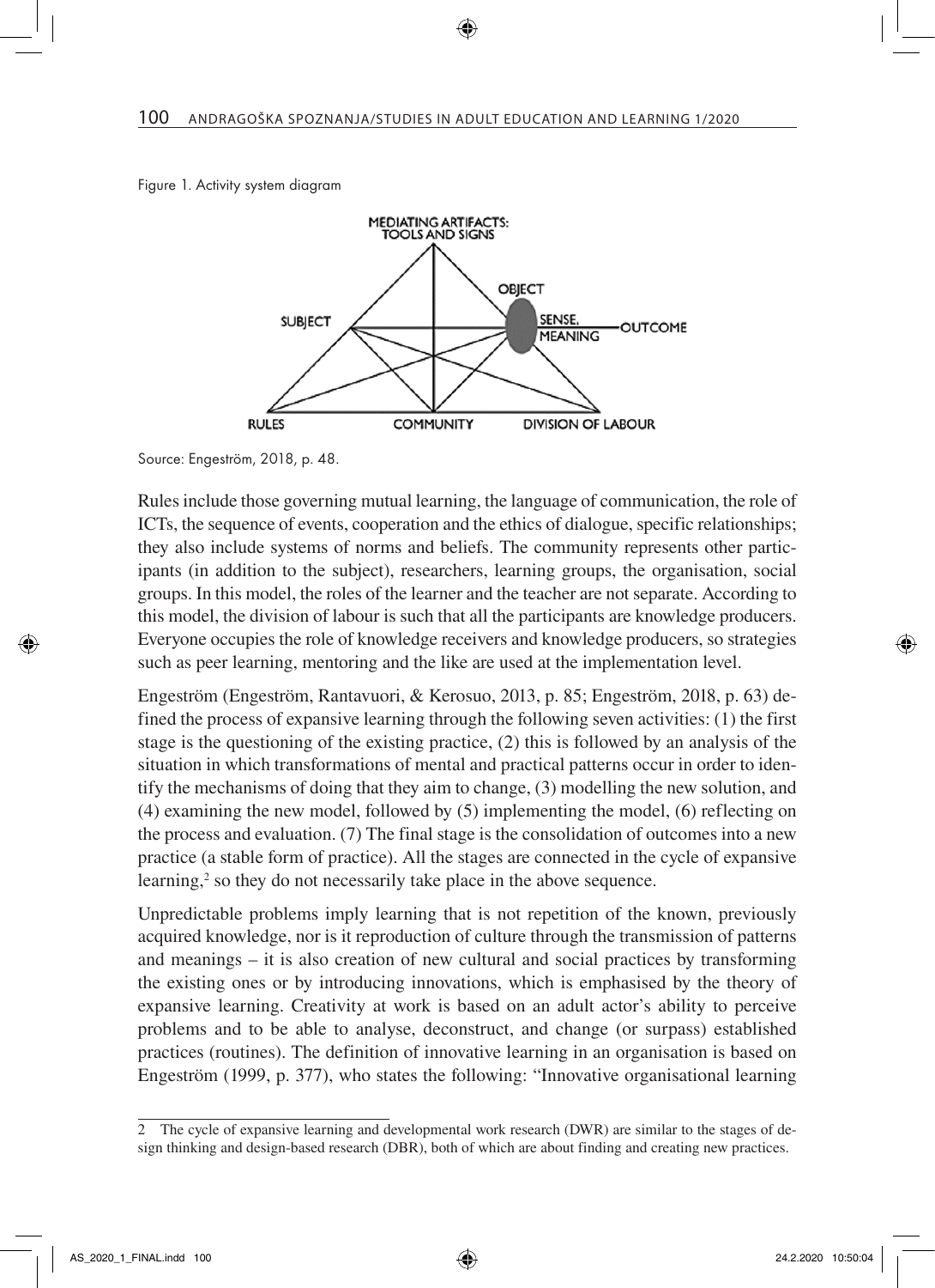Figure 1. Activity system diagram

Source: Engeström, 2018, p. 48.

Rules include those governing mutual learning, the language of communication, the role of ICTs, the sequence of events, cooperation and the ethics of dialogue, specific relationships; they also include systems of norms and beliefs. The community represents other participants (in addition to the subject), researchers, learning groups, the organisation, social groups. In this model, the roles of the learner and the teacher are not separate. According to this model, the division of labour is such that all the participants are knowledge producers. Everyone occupies the role of knowledge receivers and knowledge producers, so strategies such as peer learning, mentoring and the like are used at the implementation level.

Engeström (Engeström, Rantavuori, & Kerosuo, 2013, p. 85; Engeström, 2018, p. 63) defined the process of expansive learning through the following seven activities: (1) the first stage is the questioning of the existing practice, (2) this is followed by an analysis of the situation in which transformations of mental and practical patterns occur in order to identify the mechanisms of doing that they aim to change, (3) modelling the new solution, and (4) examining the new model, followed by (5) implementing the model, (6) reflecting on the process and evaluation. (7) The final stage is the consolidation of outcomes into a new practice (a stable form of practice). All the stages are connected in the cycle of expansive learning,[2] so they do not necessarily take place in the above sequence.

Unpredictable problems imply learning that is not repetition of the known, previously acquired knowledge, nor is it reproduction of culture through the transmission of patterns and meanings – it is also creation of new cultural and social practices by transforming the existing ones or by introducing innovations, which is emphasised by the theory of expansive learning. Creativity at work is based on an adult actor's ability to perceive problems and to be able to analyse, deconstruct, and change (or surpass) established practices (routines). The definition of innovative learning in an organisation is based on Engeström (1999, p. 377), who states the following: "Innovative organisational learning

2 The cycle of expansive learning and developmental work research (DWR) are similar to the stages of design thinking and design-based research (DBR), both of which are about finding and creating new practices.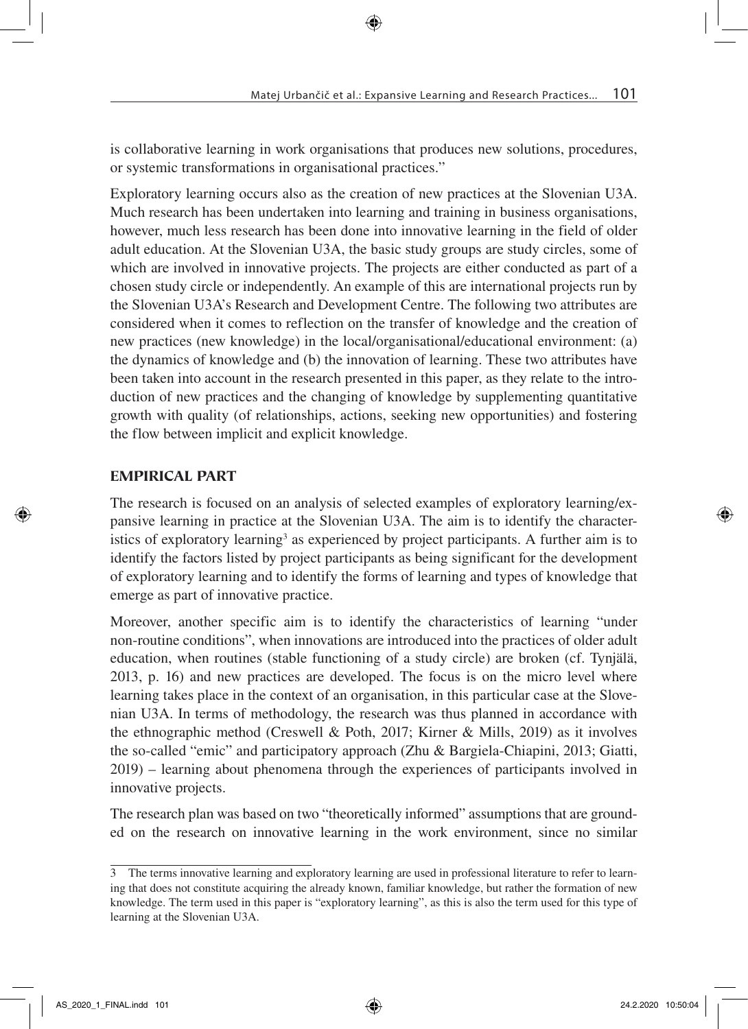is collaborative learning in work organisations that produces new solutions, procedures, or systemic transformations in organisational practices."

Exploratory learning occurs also as the creation of new practices at the Slovenian U3A. Much research has been undertaken into learning and training in business organisations, however, much less research has been done into innovative learning in the field of older adult education. At the Slovenian U3A, the basic study groups are study circles, some of which are involved in innovative projects. The projects are either conducted as part of a chosen study circle or independently. An example of this are international projects run by the Slovenian U3A's Research and Development Centre. The following two attributes are considered when it comes to reflection on the transfer of knowledge and the creation of new practices (new knowledge) in the local/organisational/educational environment: (a) the dynamics of knowledge and (b) the innovation of learning. These two attributes have been taken into account in the research presented in this paper, as they relate to the introduction of new practices and the changing of knowledge by supplementing quantitative growth with quality (of relationships, actions, seeking new opportunities) and fostering the flow between implicit and explicit knowledge.

## EMPIRICAL PART

The research is focused on an analysis of selected examples of exploratory learning/expansive learning in practice at the Slovenian U3A. The aim is to identify the characteristics of exploratory learning[3] as experienced by project participants. A further aim is to identify the factors listed by project participants as being significant for the development of exploratory learning and to identify the forms of learning and types of knowledge that emerge as part of innovative practice.

Moreover, another specific aim is to identify the characteristics of learning "under non-routine conditions", when innovations are introduced into the practices of older adult education, when routines (stable functioning of a study circle) are broken (cf. Tynjälä, 2013, p. 16) and new practices are developed. The focus is on the micro level where learning takes place in the context of an organisation, in this particular case at the Slovenian U3A. In terms of methodology, the research was thus planned in accordance with the ethnographic method (Creswell & Poth, 2017; Kirner & Mills, 2019) as it involves the so-called "emic" and participatory approach (Zhu & Bargiela-Chiapini, 2013; Giatti, 2019) – learning about phenomena through the experiences of participants involved in innovative projects.

The research plan was based on two "theoretically informed" assumptions that are grounded on the research on innovative learning in the work environment, since no similar

---

[3] The terms innovative learning and exploratory learning are used in professional literature to refer to learning that does not constitute acquiring the already known, familiar knowledge, but rather the formation of new knowledge. The term used in this paper is "exploratory learning", as this is also the term used for this type of learning at the Slovenian U3A.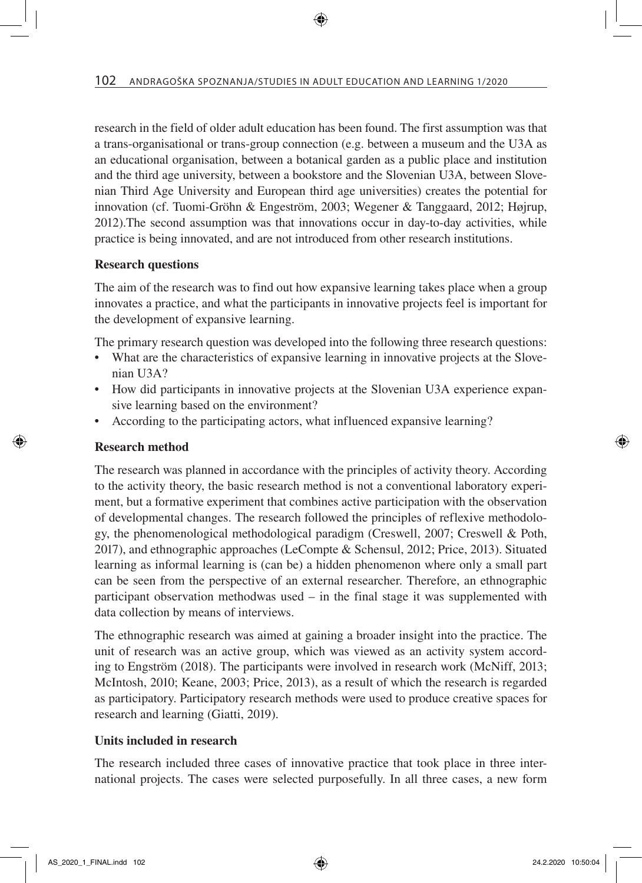research in the field of older adult education has been found. The first assumption was that a trans-organisational or trans-group connection (e.g. between a museum and the U3A as an educational organisation, between a botanical garden as a public place and institution and the third age university, between a bookstore and the Slovenian U3A, between Slovenian Third Age University and European third age universities) creates the potential for innovation (cf. Tuomi-Gröhn & Engeström, 2003; Wegener & Tanggaard, 2012; Højrup, 2012).The second assumption was that innovations occur in day-to-day activities, while practice is being innovated, and are not introduced from other research institutions.

**Research questions**

The aim of the research was to find out how expansive learning takes place when a group innovates a practice, and what the participants in innovative projects feel is important for the development of expansive learning.

The primary research question was developed into the following three research questions:

- What are the characteristics of expansive learning in innovative projects at the Slovenian U3A?
- How did participants in innovative projects at the Slovenian U3A experience expansive learning based on the environment?
- According to the participating actors, what influenced expansive learning?

**Research method**

The research was planned in accordance with the principles of activity theory. According to the activity theory, the basic research method is not a conventional laboratory experiment, but a formative experiment that combines active participation with the observation of developmental changes. The research followed the principles of reflexive methodology, the phenomenological methodological paradigm (Creswell, 2007; Creswell & Poth, 2017), and ethnographic approaches (LeCompte & Schensul, 2012; Price, 2013). Situated learning as informal learning is (can be) a hidden phenomenon where only a small part can be seen from the perspective of an external researcher. Therefore, an ethnographic participant observation methodwas used – in the final stage it was supplemented with data collection by means of interviews.

The ethnographic research was aimed at gaining a broader insight into the practice. The unit of research was an active group, which was viewed as an activity system according to Engström (2018). The participants were involved in research work (McNiff, 2013; McIntosh, 2010; Keane, 2003; Price, 2013), as a result of which the research is regarded as participatory. Participatory research methods were used to produce creative spaces for research and learning (Giatti, 2019).

**Units included in research**

The research included three cases of innovative practice that took place in three international projects. The cases were selected purposefully. In all three cases, a new form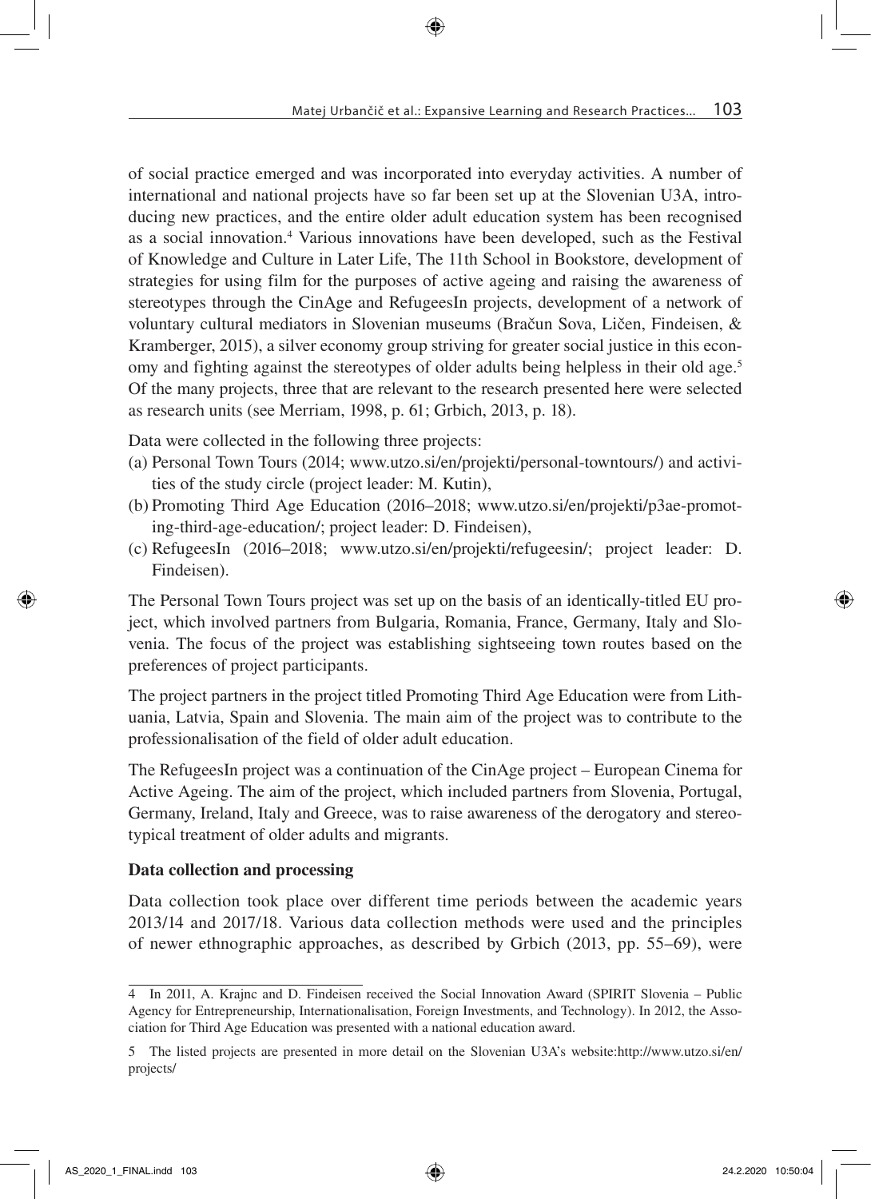of social practice emerged and was incorporated into everyday activities. A number of international and national projects have so far been set up at the Slovenian U3A, introducing new practices, and the entire older adult education system has been recognised as a social innovation.[4] Various innovations have been developed, such as the Festival of Knowledge and Culture in Later Life, The 11th School in Bookstore, development of strategies for using film for the purposes of active ageing and raising the awareness of stereotypes through the CinAge and RefugeesIn projects, development of a network of voluntary cultural mediators in Slovenian museums (Bračun Sova, Ličen, Findeisen, & Kramberger, 2015), a silver economy group striving for greater social justice in this economy and fighting against the stereotypes of older adults being helpless in their old age.[5] Of the many projects, three that are relevant to the research presented here were selected as research units (see Merriam, 1998, p. 61; Grbich, 2013, p. 18).

Data were collected in the following three projects:

(a) Personal Town Tours (2014; www.utzo.si/en/projekti/personal-towntours/) and activities of the study circle (project leader: M. Kutin),
(b) Promoting Third Age Education (2016–2018; www.utzo.si/en/projekti/p3ae-promoting-third-age-education/; project leader: D. Findeisen),
(c) RefugeesIn (2016–2018; www.utzo.si/en/projekti/refugeesin/; project leader: D. Findeisen).

The Personal Town Tours project was set up on the basis of an identically-titled EU project, which involved partners from Bulgaria, Romania, France, Germany, Italy and Slovenia. The focus of the project was establishing sightseeing town routes based on the preferences of project participants.

The project partners in the project titled Promoting Third Age Education were from Lithuania, Latvia, Spain and Slovenia. The main aim of the project was to contribute to the professionalisation of the field of older adult education.

The RefugeesIn project was a continuation of the CinAge project – European Cinema for Active Ageing. The aim of the project, which included partners from Slovenia, Portugal, Germany, Ireland, Italy and Greece, was to raise awareness of the derogatory and stereotypical treatment of older adults and migrants.

**Data collection and processing**

Data collection took place over different time periods between the academic years 2013/14 and 2017/18. Various data collection methods were used and the principles of newer ethnographic approaches, as described by Grbich (2013, pp. 55–69), were

---

4 In 2011, A. Krajnc and D. Findeisen received the Social Innovation Award (SPIRIT Slovenia – Public Agency for Entrepreneurship, Internationalisation, Foreign Investments, and Technology). In 2012, the Association for Third Age Education was presented with a national education award.

5 The listed projects are presented in more detail on the Slovenian U3A's website:http://www.utzo.si/en/projects/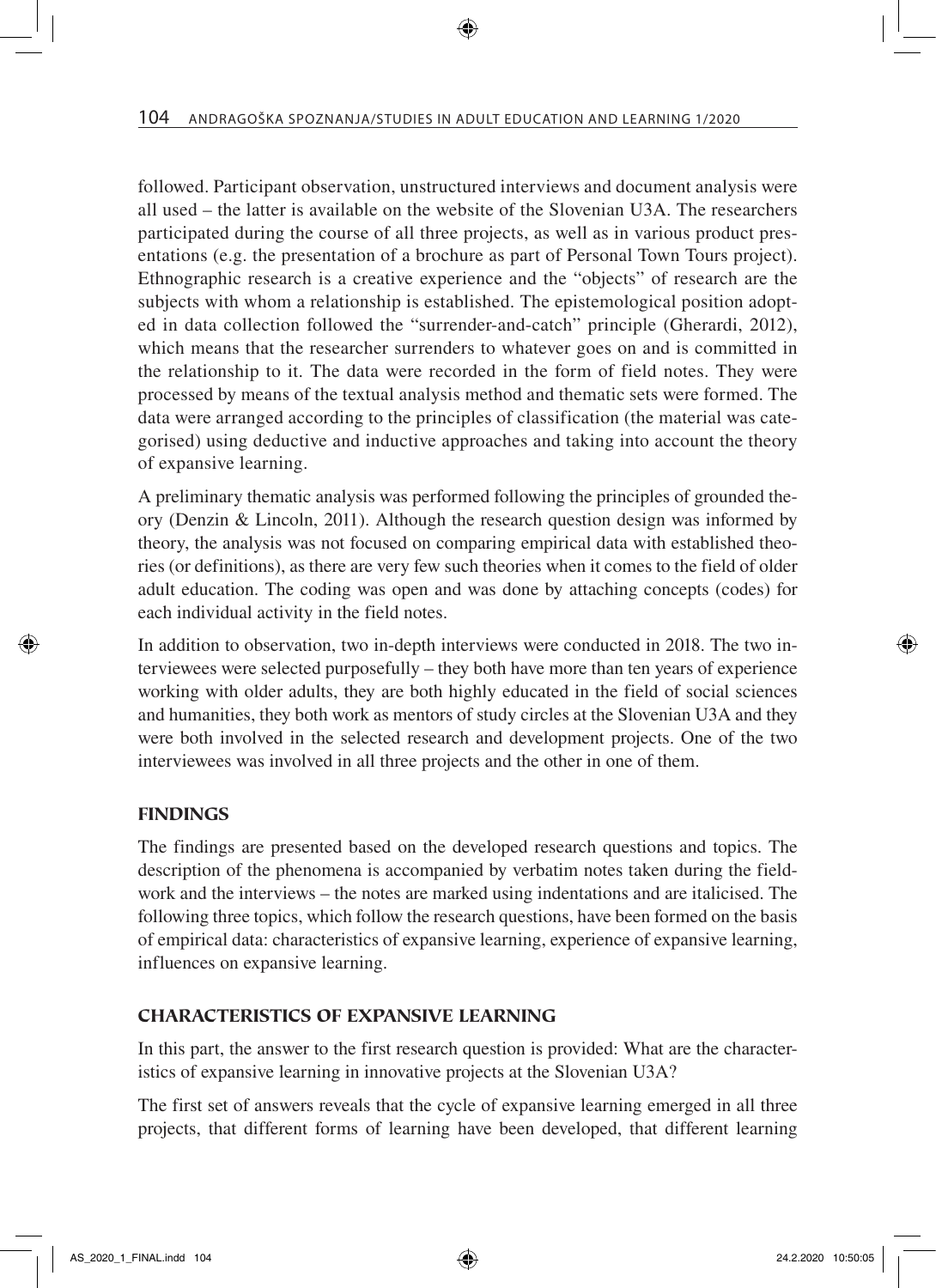followed. Participant observation, unstructured interviews and document analysis were all used – the latter is available on the website of the Slovenian U3A. The researchers participated during the course of all three projects, as well as in various product presentations (e.g. the presentation of a brochure as part of Personal Town Tours project). Ethnographic research is a creative experience and the "objects" of research are the subjects with whom a relationship is established. The epistemological position adopted in data collection followed the "surrender-and-catch" principle (Gherardi, 2012), which means that the researcher surrenders to whatever goes on and is committed in the relationship to it. The data were recorded in the form of field notes. They were processed by means of the textual analysis method and thematic sets were formed. The data were arranged according to the principles of classification (the material was categorised) using deductive and inductive approaches and taking into account the theory of expansive learning.

A preliminary thematic analysis was performed following the principles of grounded theory (Denzin & Lincoln, 2011). Although the research question design was informed by theory, the analysis was not focused on comparing empirical data with established theories (or definitions), as there are very few such theories when it comes to the field of older adult education. The coding was open and was done by attaching concepts (codes) for each individual activity in the field notes.

In addition to observation, two in-depth interviews were conducted in 2018. The two interviewees were selected purposefully – they both have more than ten years of experience working with older adults, they are both highly educated in the field of social sciences and humanities, they both work as mentors of study circles at the Slovenian U3A and they were both involved in the selected research and development projects. One of the two interviewees was involved in all three projects and the other in one of them.

## FINDINGS

The findings are presented based on the developed research questions and topics. The description of the phenomena is accompanied by verbatim notes taken during the fieldwork and the interviews – the notes are marked using indentations and are italicised. The following three topics, which follow the research questions, have been formed on the basis of empirical data: characteristics of expansive learning, experience of expansive learning, influences on expansive learning.

## CHARACTERISTICS OF EXPANSIVE LEARNING

In this part, the answer to the first research question is provided: What are the characteristics of expansive learning in innovative projects at the Slovenian U3A?

The first set of answers reveals that the cycle of expansive learning emerged in all three projects, that different forms of learning have been developed, that different learning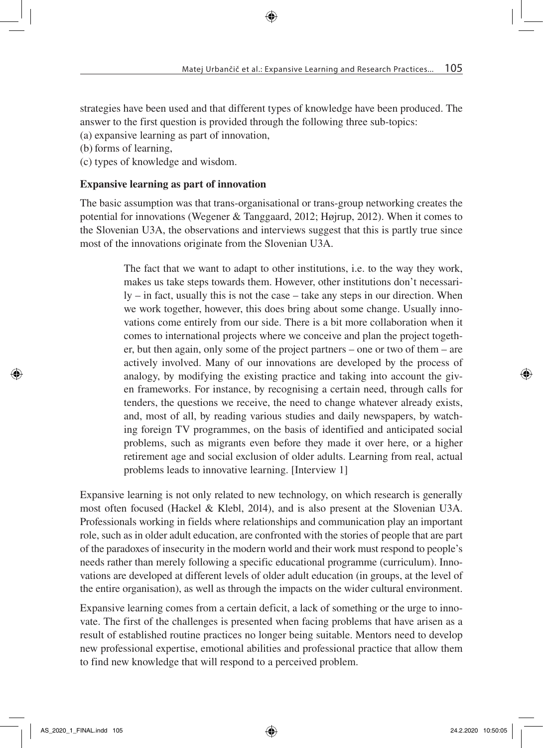strategies have been used and that different types of knowledge have been produced. The answer to the first question is provided through the following three sub-topics:

(a) expansive learning as part of innovation,
(b) forms of learning,
(c) types of knowledge and wisdom.

**Expansive learning as part of innovation**

The basic assumption was that trans-organisational or trans-group networking creates the potential for innovations (Wegener & Tanggaard, 2012; Højrup, 2012). When it comes to the Slovenian U3A, the observations and interviews suggest that this is partly true since most of the innovations originate from the Slovenian U3A.

> The fact that we want to adapt to other institutions, i.e. to the way they work, makes us take steps towards them. However, other institutions don't necessarily – in fact, usually this is not the case – take any steps in our direction. When we work together, however, this does bring about some change. Usually innovations come entirely from our side. There is a bit more collaboration when it comes to international projects where we conceive and plan the project together, but then again, only some of the project partners – one or two of them – are actively involved. Many of our innovations are developed by the process of analogy, by modifying the existing practice and taking into account the given frameworks. For instance, by recognising a certain need, through calls for tenders, the questions we receive, the need to change whatever already exists, and, most of all, by reading various studies and daily newspapers, by watching foreign TV programmes, on the basis of identified and anticipated social problems, such as migrants even before they made it over here, or a higher retirement age and social exclusion of older adults. Learning from real, actual problems leads to innovative learning. [Interview 1]

Expansive learning is not only related to new technology, on which research is generally most often focused (Hackel & Klebl, 2014), and is also present at the Slovenian U3A. Professionals working in fields where relationships and communication play an important role, such as in older adult education, are confronted with the stories of people that are part of the paradoxes of insecurity in the modern world and their work must respond to people's needs rather than merely following a specific educational programme (curriculum). Innovations are developed at different levels of older adult education (in groups, at the level of the entire organisation), as well as through the impacts on the wider cultural environment.

Expansive learning comes from a certain deficit, a lack of something or the urge to innovate. The first of the challenges is presented when facing problems that have arisen as a result of established routine practices no longer being suitable. Mentors need to develop new professional expertise, emotional abilities and professional practice that allow them to find new knowledge that will respond to a perceived problem.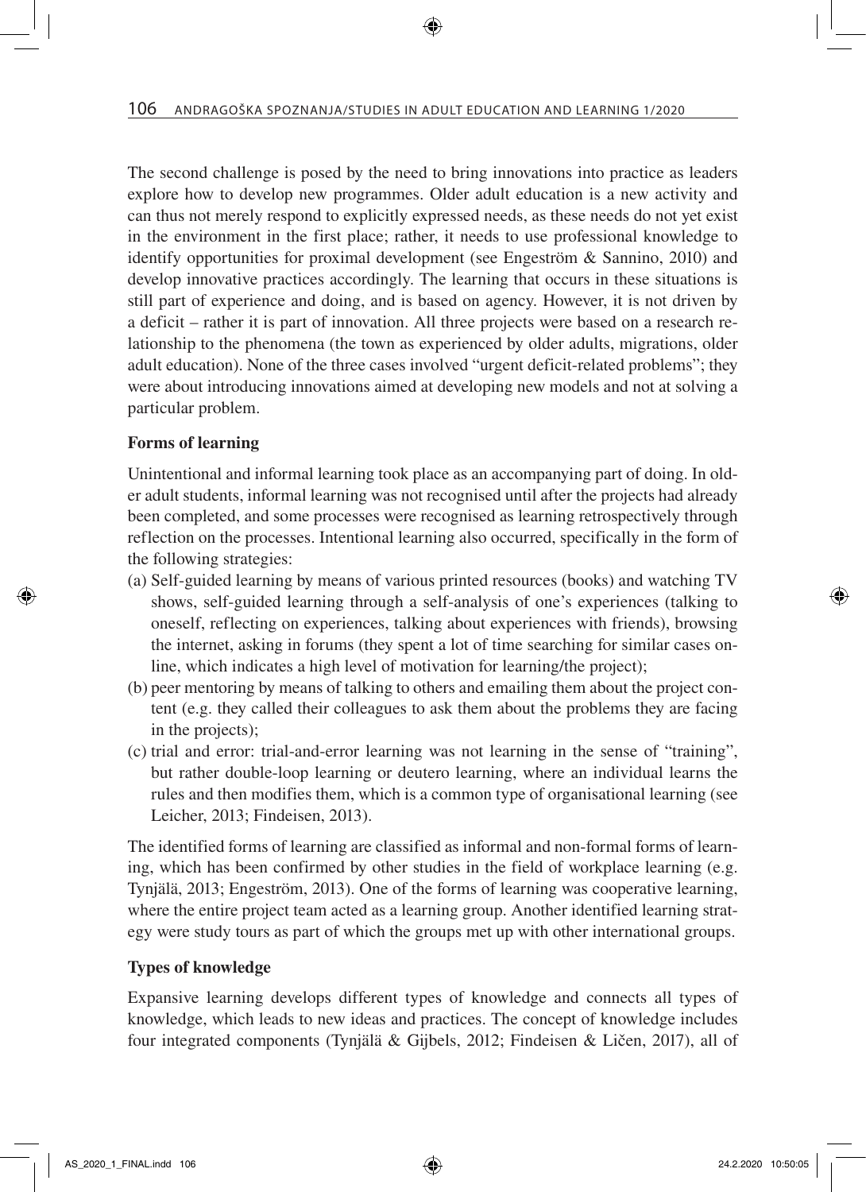The second challenge is posed by the need to bring innovations into practice as leaders explore how to develop new programmes. Older adult education is a new activity and can thus not merely respond to explicitly expressed needs, as these needs do not yet exist in the environment in the first place; rather, it needs to use professional knowledge to identify opportunities for proximal development (see Engeström & Sannino, 2010) and develop innovative practices accordingly. The learning that occurs in these situations is still part of experience and doing, and is based on agency. However, it is not driven by a deficit – rather it is part of innovation. All three projects were based on a research relationship to the phenomena (the town as experienced by older adults, migrations, older adult education). None of the three cases involved "urgent deficit-related problems"; they were about introducing innovations aimed at developing new models and not at solving a particular problem.

### Forms of learning

Unintentional and informal learning took place as an accompanying part of doing. In older adult students, informal learning was not recognised until after the projects had already been completed, and some processes were recognised as learning retrospectively through reflection on the processes. Intentional learning also occurred, specifically in the form of the following strategies:

(a) Self-guided learning by means of various printed resources (books) and watching TV shows, self-guided learning through a self-analysis of one's experiences (talking to oneself, reflecting on experiences, talking about experiences with friends), browsing the internet, asking in forums (they spent a lot of time searching for similar cases online, which indicates a high level of motivation for learning/the project);

(b) peer mentoring by means of talking to others and emailing them about the project content (e.g. they called their colleagues to ask them about the problems they are facing in the projects);

(c) trial and error: trial-and-error learning was not learning in the sense of "training", but rather double-loop learning or deutero learning, where an individual learns the rules and then modifies them, which is a common type of organisational learning (see Leicher, 2013; Findeisen, 2013).

The identified forms of learning are classified as informal and non-formal forms of learning, which has been confirmed by other studies in the field of workplace learning (e.g. Tynjälä, 2013; Engeström, 2013). One of the forms of learning was cooperative learning, where the entire project team acted as a learning group. Another identified learning strategy were study tours as part of which the groups met up with other international groups.

### Types of knowledge

Expansive learning develops different types of knowledge and connects all types of knowledge, which leads to new ideas and practices. The concept of knowledge includes four integrated components (Tynjälä & Gijbels, 2012; Findeisen & Ličen, 2017), all of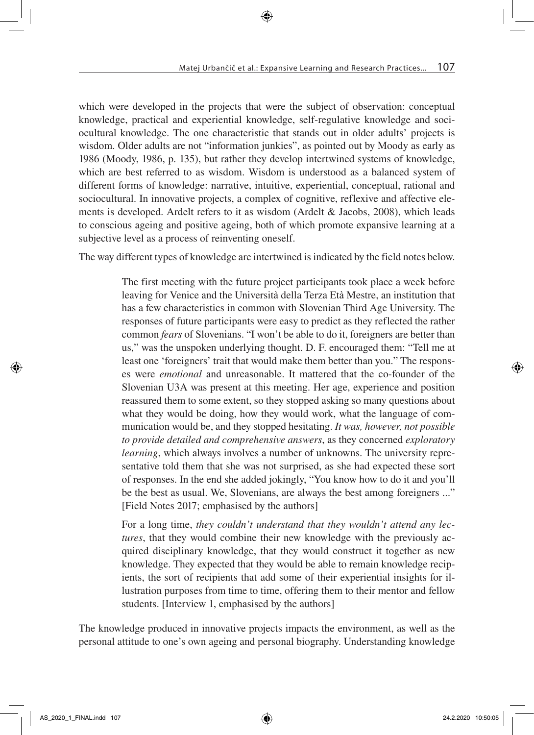which were developed in the projects that were the subject of observation: conceptual knowledge, practical and experiential knowledge, self-regulative knowledge and sociocultural knowledge. The one characteristic that stands out in older adults' projects is wisdom. Older adults are not "information junkies", as pointed out by Moody as early as 1986 (Moody, 1986, p. 135), but rather they develop intertwined systems of knowledge, which are best referred to as wisdom. Wisdom is understood as a balanced system of different forms of knowledge: narrative, intuitive, experiential, conceptual, rational and sociocultural. In innovative projects, a complex of cognitive, reflexive and affective elements is developed. Ardelt refers to it as wisdom (Ardelt & Jacobs, 2008), which leads to conscious ageing and positive ageing, both of which promote expansive learning at a subjective level as a process of reinventing oneself.

The way different types of knowledge are intertwined is indicated by the field notes below.

> The first meeting with the future project participants took place a week before leaving for Venice and the Università della Terza Età Mestre, an institution that has a few characteristics in common with Slovenian Third Age University. The responses of future participants were easy to predict as they reflected the rather common *fears* of Slovenians. "I won't be able to do it, foreigners are better than us," was the unspoken underlying thought. D. F. encouraged them: "Tell me at least one 'foreigners' trait that would make them better than you." The responses were *emotional* and unreasonable. It mattered that the co-founder of the Slovenian U3A was present at this meeting. Her age, experience and position reassured them to some extent, so they stopped asking so many questions about what they would be doing, how they would work, what the language of communication would be, and they stopped hesitating. *It was, however, not possible to provide detailed and comprehensive answers*, as they concerned *exploratory learning*, which always involves a number of unknowns. The university representative told them that she was not surprised, as she had expected these sort of responses. In the end she added jokingly, "You know how to do it and you'll be the best as usual. We, Slovenians, are always the best among foreigners ..." [Field Notes 2017; emphasised by the authors]

> For a long time, *they couldn't understand that they wouldn't attend any lectures*, that they would combine their new knowledge with the previously acquired disciplinary knowledge, that they would construct it together as new knowledge. They expected that they would be able to remain knowledge recipients, the sort of recipients that add some of their experiential insights for illustration purposes from time to time, offering them to their mentor and fellow students. [Interview 1, emphasised by the authors]

The knowledge produced in innovative projects impacts the environment, as well as the personal attitude to one's own ageing and personal biography. Understanding knowledge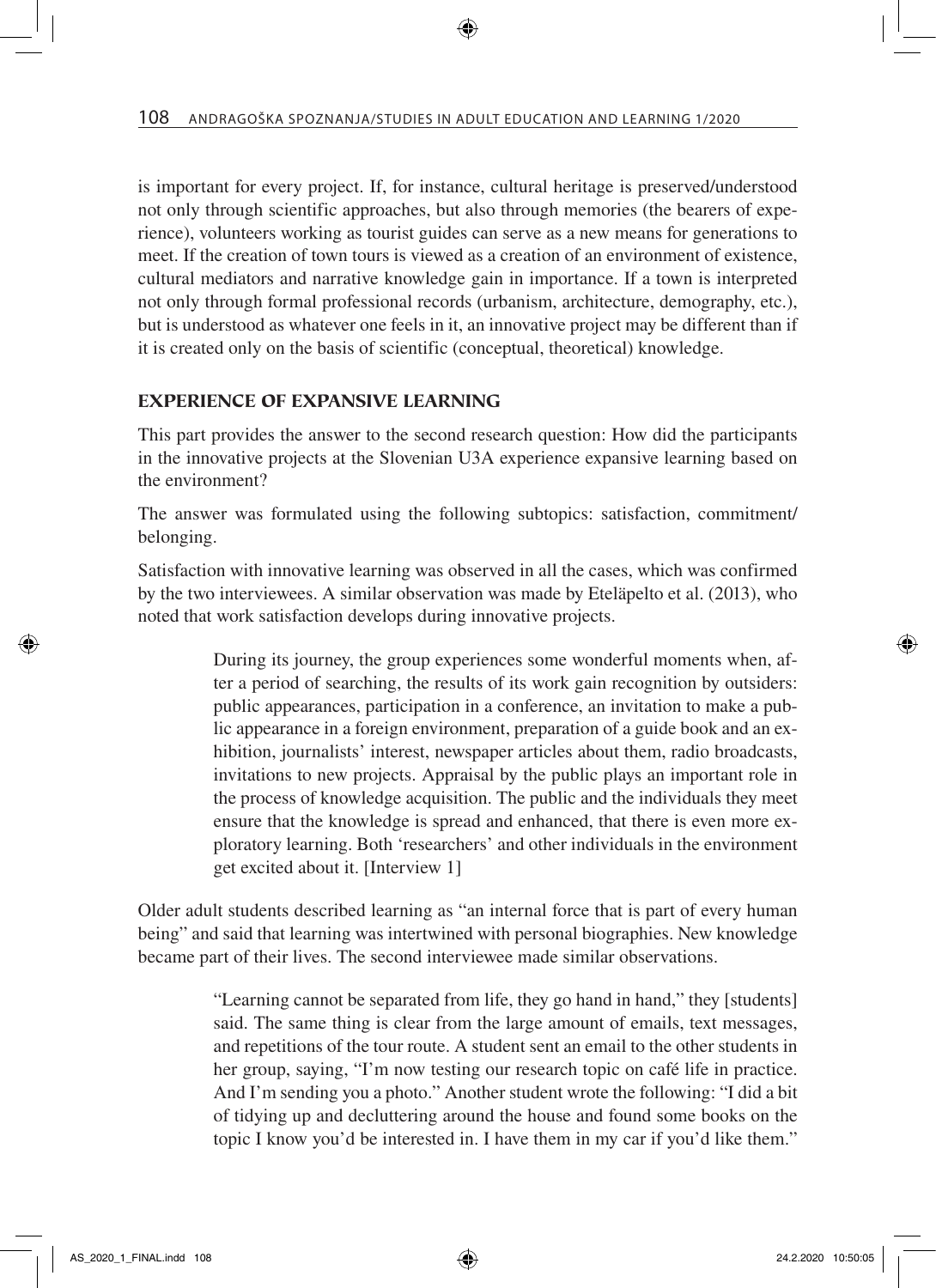is important for every project. If, for instance, cultural heritage is preserved/understood not only through scientific approaches, but also through memories (the bearers of experience), volunteers working as tourist guides can serve as a new means for generations to meet. If the creation of town tours is viewed as a creation of an environment of existence, cultural mediators and narrative knowledge gain in importance. If a town is interpreted not only through formal professional records (urbanism, architecture, demography, etc.), but is understood as whatever one feels in it, an innovative project may be different than if it is created only on the basis of scientific (conceptual, theoretical) knowledge.

## EXPERIENCE OF EXPANSIVE LEARNING

This part provides the answer to the second research question: How did the participants in the innovative projects at the Slovenian U3A experience expansive learning based on the environment?

The answer was formulated using the following subtopics: satisfaction, commitment/belonging.

Satisfaction with innovative learning was observed in all the cases, which was confirmed by the two interviewees. A similar observation was made by Eteläpelto et al. (2013), who noted that work satisfaction develops during innovative projects.

> During its journey, the group experiences some wonderful moments when, after a period of searching, the results of its work gain recognition by outsiders: public appearances, participation in a conference, an invitation to make a public appearance in a foreign environment, preparation of a guide book and an exhibition, journalists' interest, newspaper articles about them, radio broadcasts, invitations to new projects. Appraisal by the public plays an important role in the process of knowledge acquisition. The public and the individuals they meet ensure that the knowledge is spread and enhanced, that there is even more exploratory learning. Both 'researchers' and other individuals in the environment get excited about it. [Interview 1]

Older adult students described learning as "an internal force that is part of every human being" and said that learning was intertwined with personal biographies. New knowledge became part of their lives. The second interviewee made similar observations.

> "Learning cannot be separated from life, they go hand in hand," they [students] said. The same thing is clear from the large amount of emails, text messages, and repetitions of the tour route. A student sent an email to the other students in her group, saying, "I'm now testing our research topic on café life in practice. And I'm sending you a photo." Another student wrote the following: "I did a bit of tidying up and decluttering around the house and found some books on the topic I know you'd be interested in. I have them in my car if you'd like them."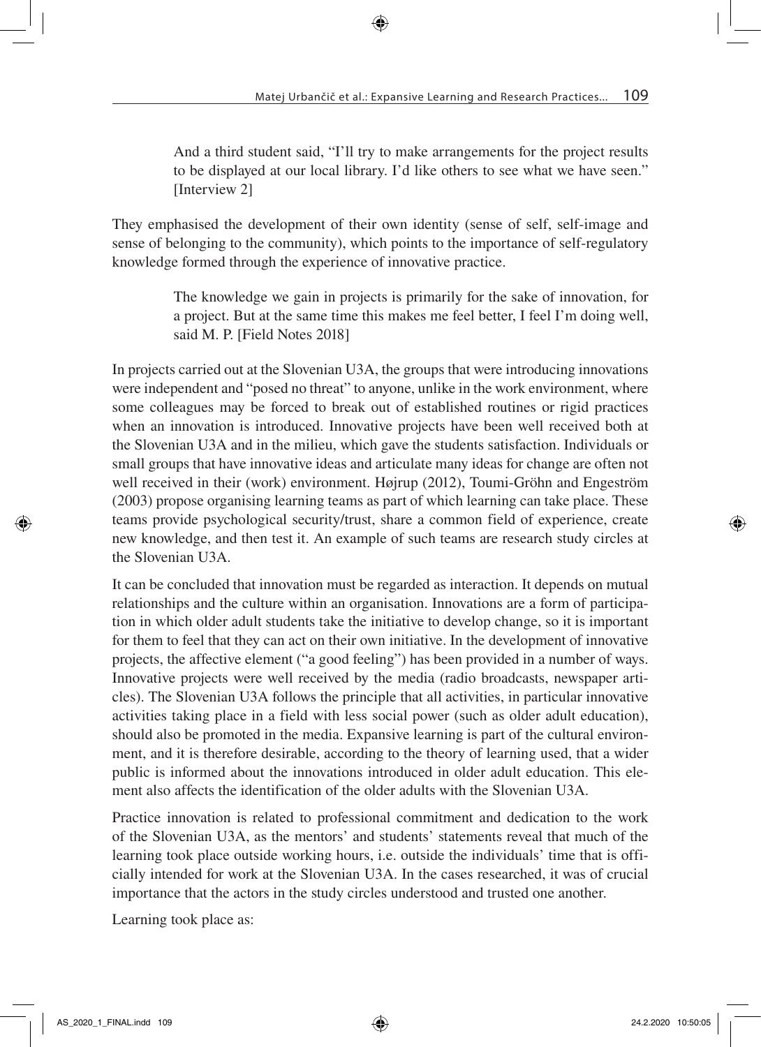> And a third student said, "I'll try to make arrangements for the project results to be displayed at our local library. I'd like others to see what we have seen." [Interview 2]

They emphasised the development of their own identity (sense of self, self-image and sense of belonging to the community), which points to the importance of self-regulatory knowledge formed through the experience of innovative practice.

> The knowledge we gain in projects is primarily for the sake of innovation, for a project. But at the same time this makes me feel better, I feel I'm doing well, said M. P. [Field Notes 2018]

In projects carried out at the Slovenian U3A, the groups that were introducing innovations were independent and "posed no threat" to anyone, unlike in the work environment, where some colleagues may be forced to break out of established routines or rigid practices when an innovation is introduced. Innovative projects have been well received both at the Slovenian U3A and in the milieu, which gave the students satisfaction. Individuals or small groups that have innovative ideas and articulate many ideas for change are often not well received in their (work) environment. Højrup (2012), Toumi-Gröhn and Engeström (2003) propose organising learning teams as part of which learning can take place. These teams provide psychological security/trust, share a common field of experience, create new knowledge, and then test it. An example of such teams are research study circles at the Slovenian U3A.

It can be concluded that innovation must be regarded as interaction. It depends on mutual relationships and the culture within an organisation. Innovations are a form of participation in which older adult students take the initiative to develop change, so it is important for them to feel that they can act on their own initiative. In the development of innovative projects, the affective element ("a good feeling") has been provided in a number of ways. Innovative projects were well received by the media (radio broadcasts, newspaper articles). The Slovenian U3A follows the principle that all activities, in particular innovative activities taking place in a field with less social power (such as older adult education), should also be promoted in the media. Expansive learning is part of the cultural environment, and it is therefore desirable, according to the theory of learning used, that a wider public is informed about the innovations introduced in older adult education. This element also affects the identification of the older adults with the Slovenian U3A.

Practice innovation is related to professional commitment and dedication to the work of the Slovenian U3A, as the mentors' and students' statements reveal that much of the learning took place outside working hours, i.e. outside the individuals' time that is officially intended for work at the Slovenian U3A. In the cases researched, it was of crucial importance that the actors in the study circles understood and trusted one another.

Learning took place as: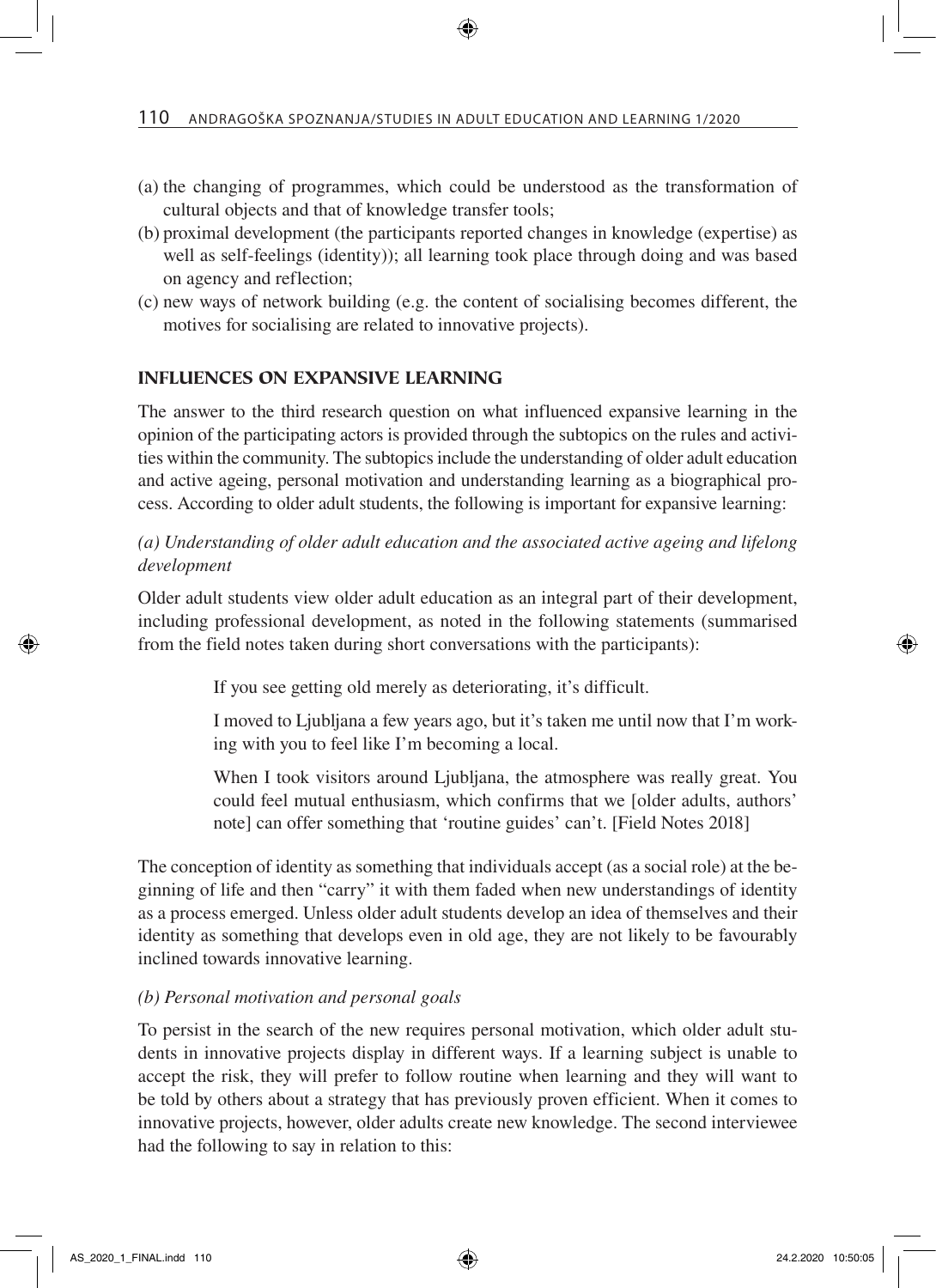(a) the changing of programmes, which could be understood as the transformation of cultural objects and that of knowledge transfer tools;
(b) proximal development (the participants reported changes in knowledge (expertise) as well as self-feelings (identity)); all learning took place through doing and was based on agency and reflection;
(c) new ways of network building (e.g. the content of socialising becomes different, the motives for socialising are related to innovative projects).

## INFLUENCES ON EXPANSIVE LEARNING

The answer to the third research question on what influenced expansive learning in the opinion of the participating actors is provided through the subtopics on the rules and activities within the community. The subtopics include the understanding of older adult education and active ageing, personal motivation and understanding learning as a biographical process. According to older adult students, the following is important for expansive learning:

*(a) Understanding of older adult education and the associated active ageing and lifelong development*

Older adult students view older adult education as an integral part of their development, including professional development, as noted in the following statements (summarised from the field notes taken during short conversations with the participants):

> If you see getting old merely as deteriorating, it's difficult.
>
> I moved to Ljubljana a few years ago, but it's taken me until now that I'm working with you to feel like I'm becoming a local.
>
> When I took visitors around Ljubljana, the atmosphere was really great. You could feel mutual enthusiasm, which confirms that we [older adults, authors' note] can offer something that 'routine guides' can't. [Field Notes 2018]

The conception of identity as something that individuals accept (as a social role) at the beginning of life and then "carry" it with them faded when new understandings of identity as a process emerged. Unless older adult students develop an idea of themselves and their identity as something that develops even in old age, they are not likely to be favourably inclined towards innovative learning.

*(b) Personal motivation and personal goals*

To persist in the search of the new requires personal motivation, which older adult students in innovative projects display in different ways. If a learning subject is unable to accept the risk, they will prefer to follow routine when learning and they will want to be told by others about a strategy that has previously proven efficient. When it comes to innovative projects, however, older adults create new knowledge. The second interviewee had the following to say in relation to this: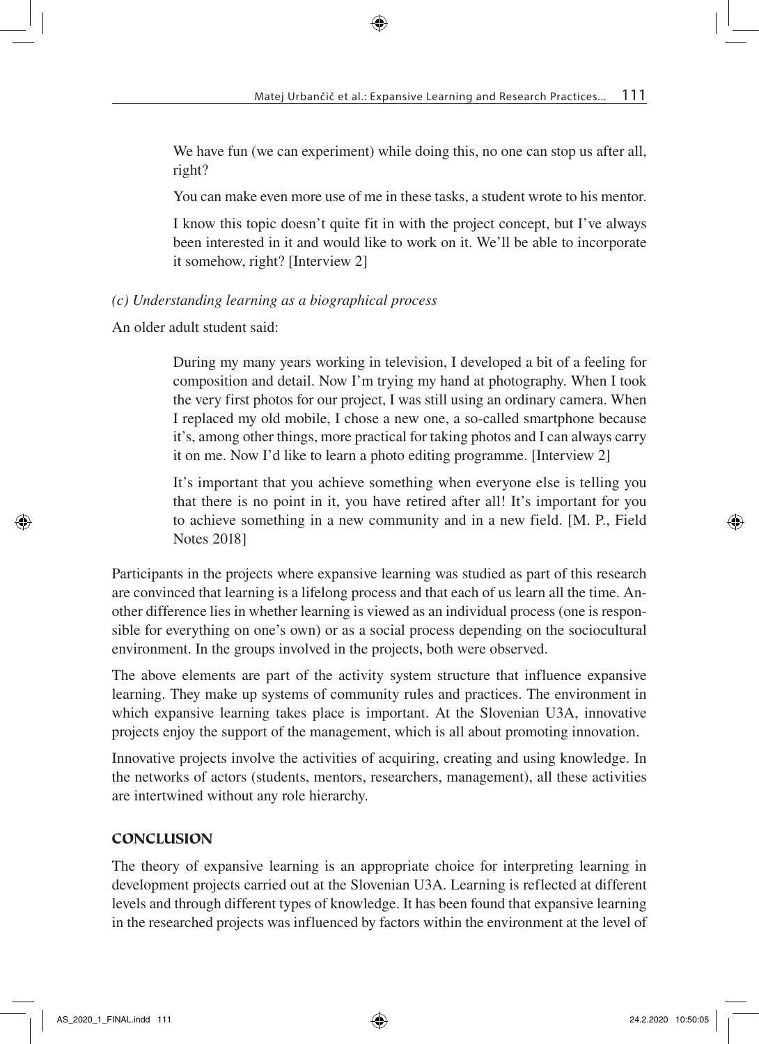> We have fun (we can experiment) while doing this, no one can stop us after all, right?
>
> You can make even more use of me in these tasks, a student wrote to his mentor.
>
> I know this topic doesn't quite fit in with the project concept, but I've always been interested in it and would like to work on it. We'll be able to incorporate it somehow, right? [Interview 2]

*(c) Understanding learning as a biographical process*

An older adult student said:

> During my many years working in television, I developed a bit of a feeling for composition and detail. Now I'm trying my hand at photography. When I took the very first photos for our project, I was still using an ordinary camera. When I replaced my old mobile, I chose a new one, a so-called smartphone because it's, among other things, more practical for taking photos and I can always carry it on me. Now I'd like to learn a photo editing programme. [Interview 2]
>
> It's important that you achieve something when everyone else is telling you that there is no point in it, you have retired after all! It's important for you to achieve something in a new community and in a new field. [M. P., Field Notes 2018]

Participants in the projects where expansive learning was studied as part of this research are convinced that learning is a lifelong process and that each of us learn all the time. Another difference lies in whether learning is viewed as an individual process (one is responsible for everything on one's own) or as a social process depending on the sociocultural environment. In the groups involved in the projects, both were observed.

The above elements are part of the activity system structure that influence expansive learning. They make up systems of community rules and practices. The environment in which expansive learning takes place is important. At the Slovenian U3A, innovative projects enjoy the support of the management, which is all about promoting innovation.

Innovative projects involve the activities of acquiring, creating and using knowledge. In the networks of actors (students, mentors, researchers, management), all these activities are intertwined without any role hierarchy.

## CONCLUSION

The theory of expansive learning is an appropriate choice for interpreting learning in development projects carried out at the Slovenian U3A. Learning is reflected at different levels and through different types of knowledge. It has been found that expansive learning in the researched projects was influenced by factors within the environment at the level of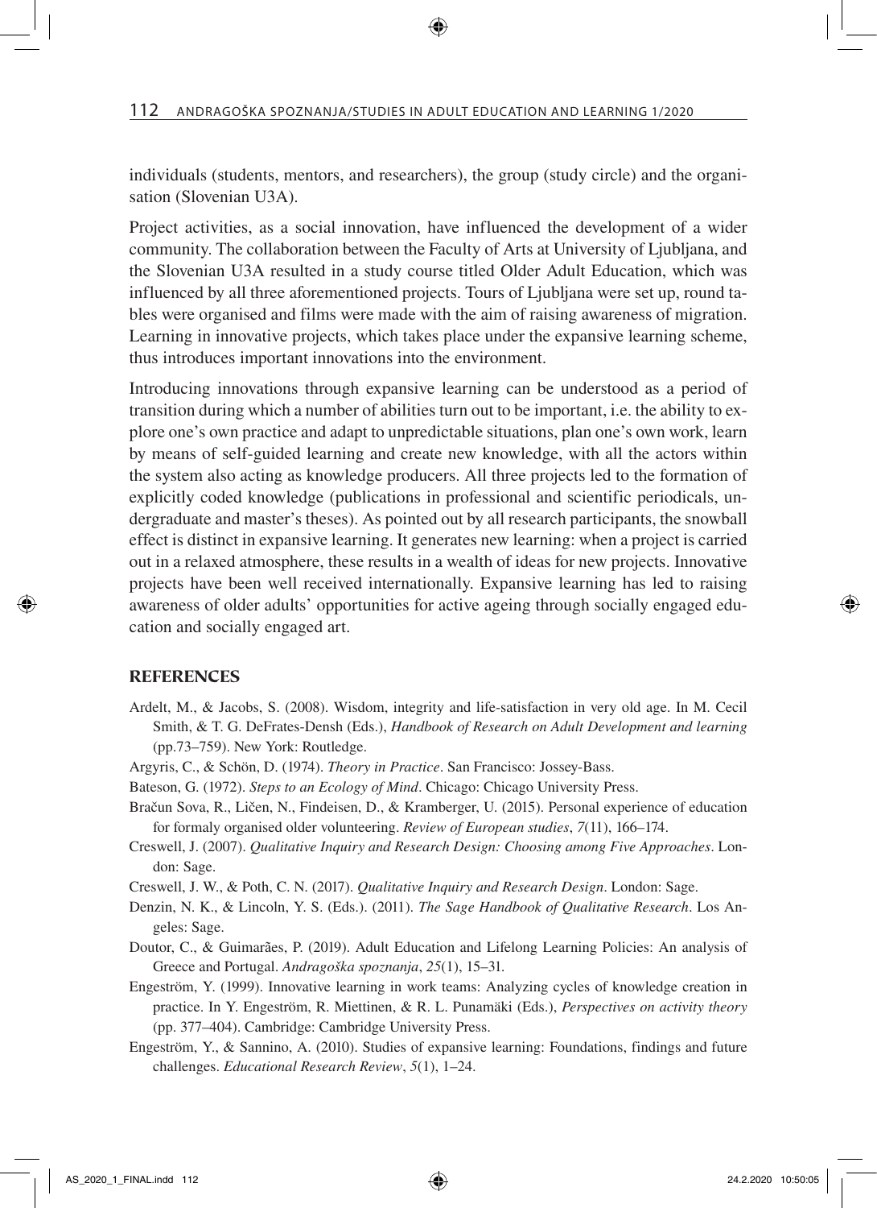individuals (students, mentors, and researchers), the group (study circle) and the organisation (Slovenian U3A).

Project activities, as a social innovation, have influenced the development of a wider community. The collaboration between the Faculty of Arts at University of Ljubljana, and the Slovenian U3A resulted in a study course titled Older Adult Education, which was influenced by all three aforementioned projects. Tours of Ljubljana were set up, round tables were organised and films were made with the aim of raising awareness of migration. Learning in innovative projects, which takes place under the expansive learning scheme, thus introduces important innovations into the environment.

Introducing innovations through expansive learning can be understood as a period of transition during which a number of abilities turn out to be important, i.e. the ability to explore one's own practice and adapt to unpredictable situations, plan one's own work, learn by means of self-guided learning and create new knowledge, with all the actors within the system also acting as knowledge producers. All three projects led to the formation of explicitly coded knowledge (publications in professional and scientific periodicals, undergraduate and master's theses). As pointed out by all research participants, the snowball effect is distinct in expansive learning. It generates new learning: when a project is carried out in a relaxed atmosphere, these results in a wealth of ideas for new projects. Innovative projects have been well received internationally. Expansive learning has led to raising awareness of older adults' opportunities for active ageing through socially engaged education and socially engaged art.

## REFERENCES

Ardelt, M., & Jacobs, S. (2008). Wisdom, integrity and life-satisfaction in very old age. In M. Cecil Smith, & T. G. DeFrates-Densh (Eds.), *Handbook of Research on Adult Development and learning* (pp.73–759). New York: Routledge.

Argyris, C., & Schön, D. (1974). *Theory in Practice*. San Francisco: Jossey-Bass.

Bateson, G. (1972). *Steps to an Ecology of Mind*. Chicago: Chicago University Press.

Bračun Sova, R., Ličen, N., Findeisen, D., & Kramberger, U. (2015). Personal experience of education for formaly organised older volunteering. *Review of European studies*, *7*(11), 166–174.

Creswell, J. (2007). *Qualitative Inquiry and Research Design: Choosing among Five Approaches*. London: Sage.

Creswell, J. W., & Poth, C. N. (2017). *Qualitative Inquiry and Research Design*. London: Sage.

Denzin, N. K., & Lincoln, Y. S. (Eds.). (2011). *The Sage Handbook of Qualitative Research*. Los Angeles: Sage.

Doutor, C., & Guimarães, P. (2019). Adult Education and Lifelong Learning Policies: An analysis of Greece and Portugal. *Andragoška spoznanja*, *25*(1), 15–31.

Engeström, Y. (1999). Innovative learning in work teams: Analyzing cycles of knowledge creation in practice. In Y. Engeström, R. Miettinen, & R. L. Punamäki (Eds.), *Perspectives on activity theory* (pp. 377–404). Cambridge: Cambridge University Press.

Engeström, Y., & Sannino, A. (2010). Studies of expansive learning: Foundations, findings and future challenges. *Educational Research Review*, *5*(1), 1–24.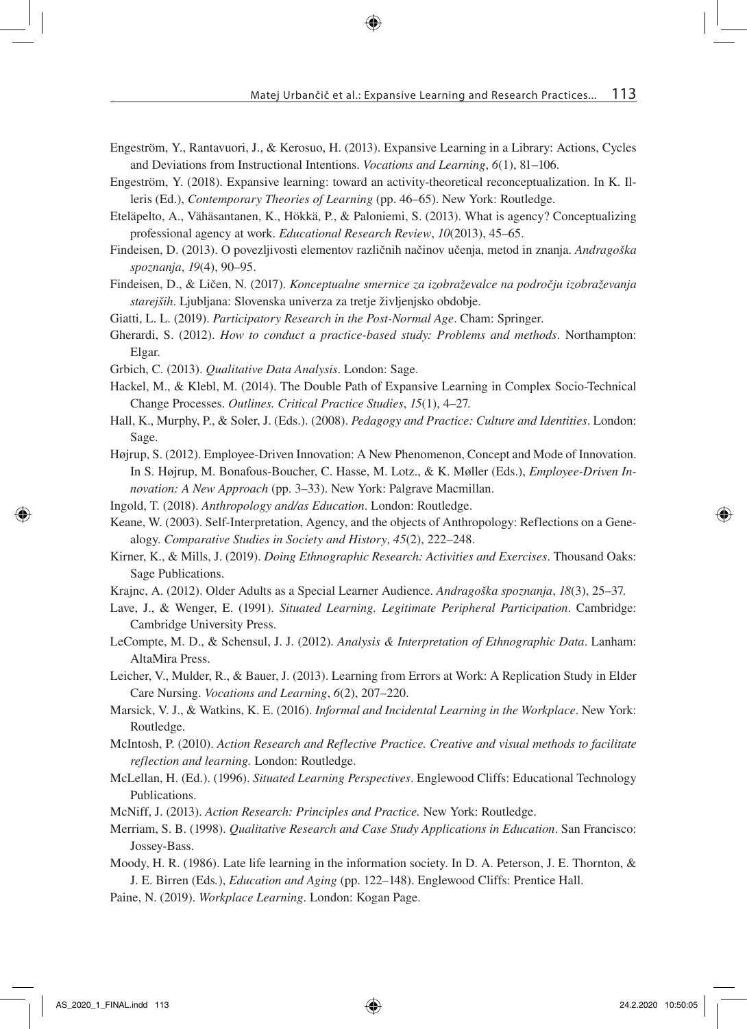Engeström, Y., Rantavuori, J., & Kerosuo, H. (2013). Expansive Learning in a Library: Actions, Cycles and Deviations from Instructional Intentions. *Vocations and Learning*, *6*(1), 81–106.

Engeström, Y. (2018). Expansive learning: toward an activity-theoretical reconceptualization. In K. Illeris (Ed.), *Contemporary Theories of Learning* (pp. 46–65). New York: Routledge.

Eteläpelto, A., Vähäsantanen, K., Hökkä, P., & Paloniemi, S. (2013). What is agency? Conceptualizing professional agency at work. *Educational Research Review*, *10*(2013), 45–65.

Findeisen, D. (2013). O povezljivosti elementov različnih načinov učenja, metod in znanja. *Andragoška spoznanja*, *19*(4), 90–95.

Findeisen, D., & Ličen, N. (2017). *Konceptualne smernice za izobraževalce na področju izobraževanja starejših*. Ljubljana: Slovenska univerza za tretje življenjsko obdobje.

Giatti, L. L. (2019). *Participatory Research in the Post-Normal Age*. Cham: Springer.

Gherardi, S. (2012). *How to conduct a practice-based study: Problems and methods*. Northampton: Elgar.

Grbich, C. (2013). *Qualitative Data Analysis*. London: Sage.

Hackel, M., & Klebl, M. (2014). The Double Path of Expansive Learning in Complex Socio-Technical Change Processes. *Outlines. Critical Practice Studies*, *15*(1), 4–27.

Hall, K., Murphy, P., & Soler, J. (Eds.). (2008). *Pedagogy and Practice: Culture and Identities*. London: Sage.

Højrup, S. (2012). Employee-Driven Innovation: A New Phenomenon, Concept and Mode of Innovation. In S. Højrup, M. Bonafous-Boucher, C. Hasse, M. Lotz., & K. Møller (Eds.), *Employee-Driven Innovation: A New Approach* (pp. 3–33). New York: Palgrave Macmillan.

Ingold, T. (2018). *Anthropology and/as Education*. London: Routledge.

Keane, W. (2003). Self-Interpretation, Agency, and the objects of Anthropology: Reflections on a Genealogy. *Comparative Studies in Society and History*, *45*(2), 222–248.

Kirner, K., & Mills, J. (2019). *Doing Ethnographic Research: Activities and Exercises*. Thousand Oaks: Sage Publications.

Krajnc, A. (2012). Older Adults as a Special Learner Audience. *Andragoška spoznanja*, *18*(3), 25–37.

Lave, J., & Wenger, E. (1991). *Situated Learning. Legitimate Peripheral Participation*. Cambridge: Cambridge University Press.

LeCompte, M. D., & Schensul, J. J. (2012). *Analysis & Interpretation of Ethnographic Data*. Lanham: AltaMira Press.

Leicher, V., Mulder, R., & Bauer, J. (2013). Learning from Errors at Work: A Replication Study in Elder Care Nursing. *Vocations and Learning*, *6*(2), 207–220.

Marsick, V. J., & Watkins, K. E. (2016). *Informal and Incidental Learning in the Workplace*. New York: Routledge.

McIntosh, P. (2010). *Action Research and Reflective Practice. Creative and visual methods to facilitate reflection and learning.* London: Routledge.

McLellan, H. (Ed.). (1996). *Situated Learning Perspectives*. Englewood Cliffs: Educational Technology Publications.

McNiff, J. (2013). *Action Research: Principles and Practice.* New York: Routledge.

Merriam, S. B. (1998). *Qualitative Research and Case Study Applications in Education*. San Francisco: Jossey-Bass.

Moody, H. R. (1986). Late life learning in the information society. In D. A. Peterson, J. E. Thornton, & J. E. Birren (Eds.), *Education and Aging* (pp. 122–148). Englewood Cliffs: Prentice Hall.

Paine, N. (2019). *Workplace Learning*. London: Kogan Page.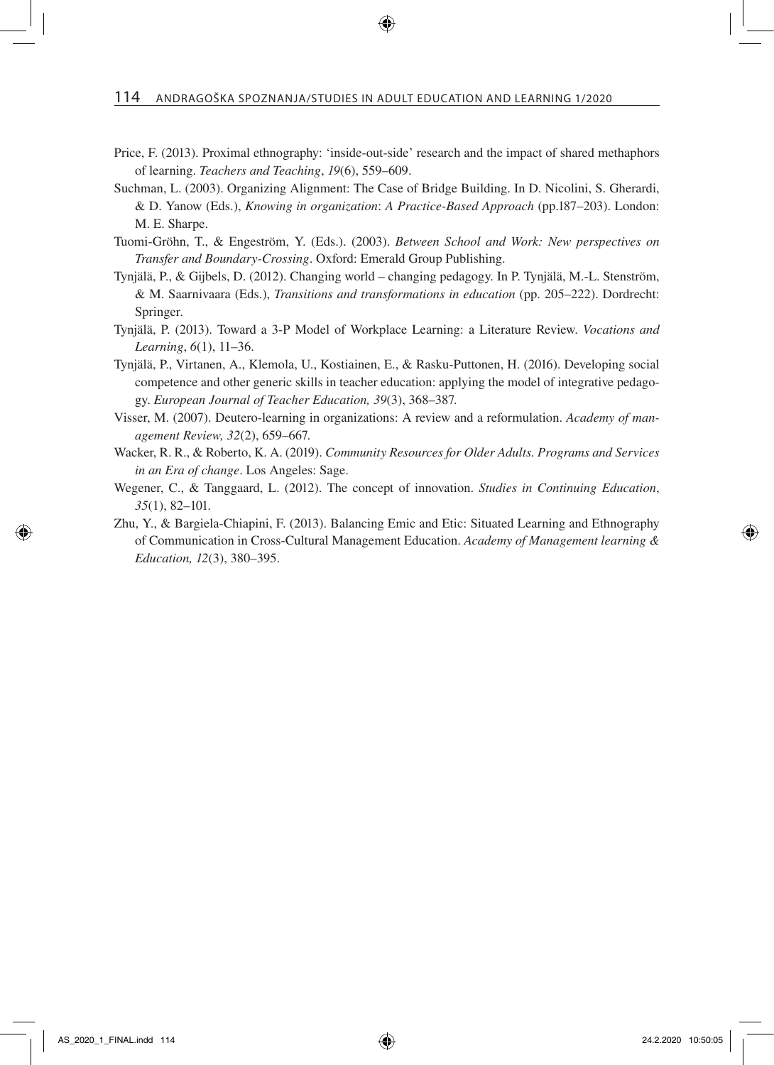Price, F. (2013). Proximal ethnography: 'inside-out-side' research and the impact of shared methaphors of learning. *Teachers and Teaching*, *19*(6), 559–609.

Suchman, L. (2003). Organizing Alignment: The Case of Bridge Building. In D. Nicolini, S. Gherardi, & D. Yanow (Eds.), *Knowing in organization*: *A Practice-Based Approach* (pp.187–203). London: M. E. Sharpe.

Tuomi-Gröhn, T., & Engeström, Y. (Eds.). (2003). *Between School and Work: New perspectives on Transfer and Boundary-Crossing*. Oxford: Emerald Group Publishing.

Tynjälä, P., & Gijbels, D. (2012). Changing world – changing pedagogy. In P. Tynjälä, M.-L. Stenström, & M. Saarnivaara (Eds.), *Transitions and transformations in education* (pp. 205–222). Dordrecht: Springer.

Tynjälä, P. (2013). Toward a 3-P Model of Workplace Learning: a Literature Review. *Vocations and Learning*, *6*(1), 11–36.

Tynjälä, P., Virtanen, A., Klemola, U., Kostiainen, E., & Rasku-Puttonen, H. (2016). Developing social competence and other generic skills in teacher education: applying the model of integrative pedagogy. *European Journal of Teacher Education, 39*(3), 368–387.

Visser, M. (2007). Deutero-learning in organizations: A review and a reformulation. *Academy of management Review, 32*(2), 659–667.

Wacker, R. R., & Roberto, K. A. (2019). *Community Resources for Older Adults. Programs and Services in an Era of change*. Los Angeles: Sage.

Wegener, C., & Tanggaard, L. (2012). The concept of innovation. *Studies in Continuing Education*, *35*(1), 82–101.

Zhu, Y., & Bargiela-Chiapini, F. (2013). Balancing Emic and Etic: Situated Learning and Ethnography of Communication in Cross-Cultural Management Education. *Academy of Management learning & Education, 12*(3), 380–395.